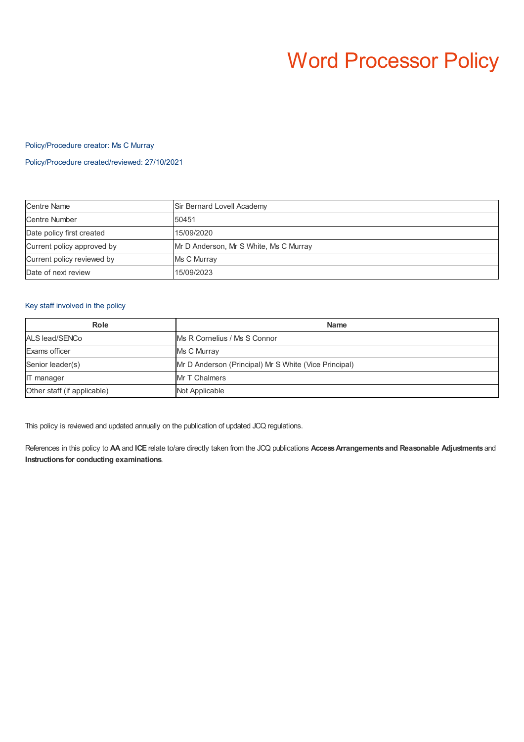# Word Processor Policy

Policy/Procedure creator: Ms C Murray

Policy/Procedure created/reviewed: 27/10/2021

| | |
|---|---|
| Centre Name | Sir Bernard Lovell Academy |
| Centre Number | 50451 |
| Date policy first created | 15/09/2020 |
| Current policy approved by | Mr D Anderson, Mr S White, Ms C Murray |
| Current policy reviewed by | Ms C Murray |
| Date of next review | 15/09/2023 |

Key staff involved in the policy

| Role | Name |
|---|---|
| ALS lead/SENCo | Ms R Cornelius / Ms S Connor |
| Exams officer | Ms C Murray |
| Senior leader(s) | Mr D Anderson (Principal) Mr S White (Vice Principal) |
| IT manager | Mr T Chalmers |
| Other staff (if applicable) | Not Applicable |

This policy is reviewed and updated annually on the publication of updated JCQ regulations.

References in this policy to **AA** and **ICE** relate to/are directly taken from the JCQ publications **Access Arrangements and Reasonable Adjustments** and **Instructions for conducting examinations**.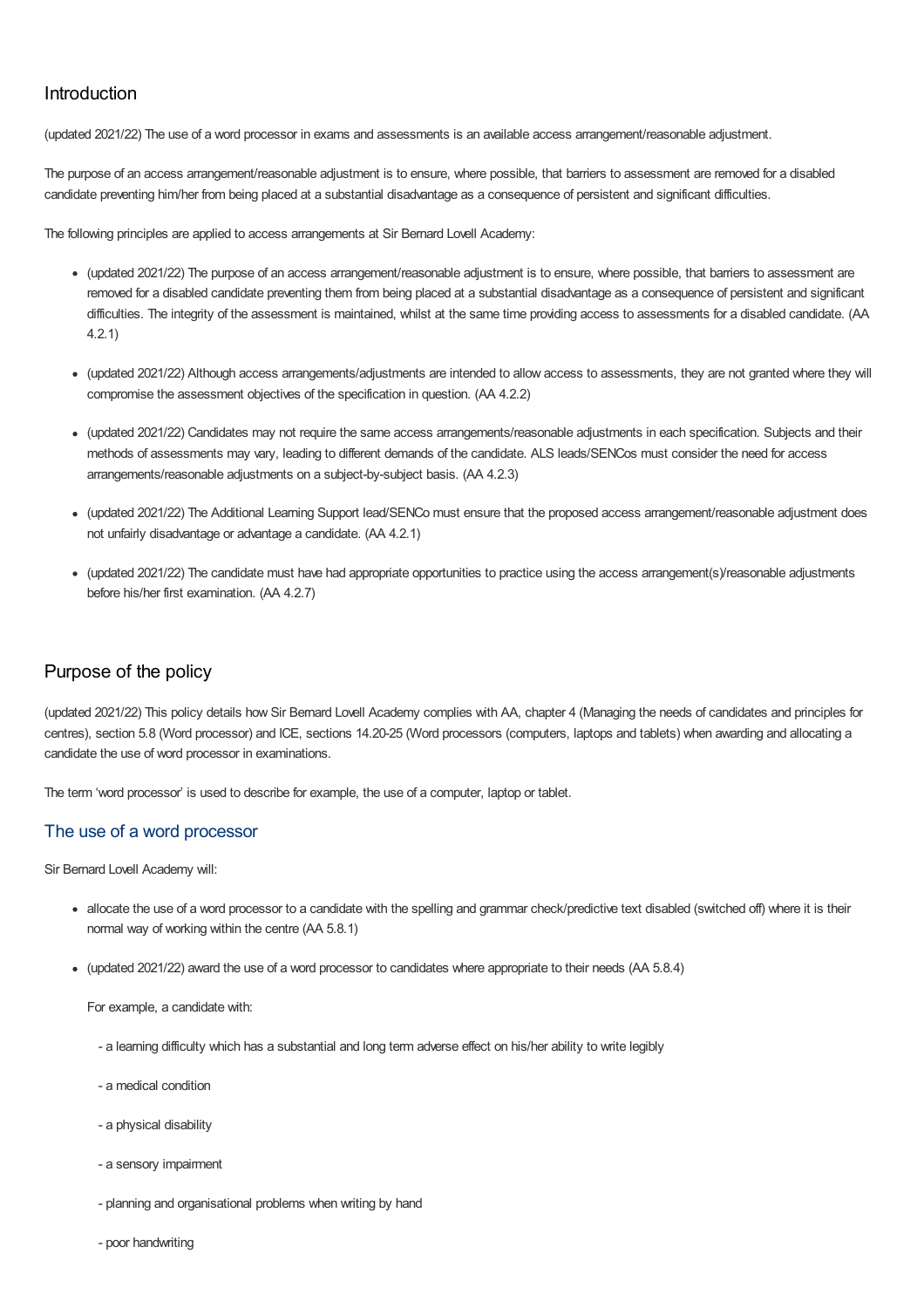## Introduction

(updated 2021/22) The use of a word processor in exams and assessments is an available access arrangement/reasonable adjustment.

The purpose of an access arrangement/reasonable adjustment is to ensure, where possible, that barriers to assessment are removed for a disabled candidate preventing him/her from being placed at a substantial disadvantage as a consequence of persistent and significant difficulties.

The following principles are applied to access arrangements at Sir Bernard Lovell Academy:

- (updated 2021/22) The purpose of an access arrangement/reasonable adjustment is to ensure, where possible, that barriers to assessment are removed for a disabled candidate preventing them from being placed at a substantial disadvantage as a consequence of persistent and significant difficulties. The integrity of the assessment is maintained, whilst at the same time providing access to assessments for a disabled candidate. (AA 4.2.1)
- (updated 2021/22) Although access arrangements/adjustments are intended to allow access to assessments, they are not granted where they will compromise the assessment objectives of the specification in question. (AA 4.2.2)
- (updated 2021/22) Candidates may not require the same access arrangements/reasonable adjustments in each specification. Subjects and their methods of assessments may vary, leading to different demands of the candidate. ALS leads/SENCos must consider the need for access arrangements/reasonable adjustments on a subject-by-subject basis. (AA 4.2.3)
- (updated 2021/22) The Additional Learning Support lead/SENCo must ensure that the proposed access arrangement/reasonable adjustment does not unfairly disadvantage or advantage a candidate. (AA 4.2.1)
- (updated 2021/22) The candidate must have had appropriate opportunities to practice using the access arrangement(s)/reasonable adjustments before his/her first examination. (AA 4.2.7)

## Purpose of the policy

(updated 2021/22) This policy details how Sir Bernard Lovell Academy complies with AA, chapter 4 (Managing the needs of candidates and principles for centres), section 5.8 (Word processor) and ICE, sections 14.20-25 (Word processors (computers, laptops and tablets) when awarding and allocating a candidate the use of word processor in examinations.

The term 'word processor' is used to describe for example, the use of a computer, laptop or tablet.

### The use of a word processor

Sir Bernard Lovell Academy will:

- allocate the use of a word processor to a candidate with the spelling and grammar check/predictive text disabled (switched off) where it is their normal way of working within the centre (AA 5.8.1)
- (updated 2021/22) award the use of a word processor to candidates where appropriate to their needs (AA 5.8.4)

  For example, a candidate with:

  - a learning difficulty which has a substantial and long term adverse effect on his/her ability to write legibly
  - a medical condition
  - a physical disability
  - a sensory impairment
  - planning and organisational problems when writing by hand
  - poor handwriting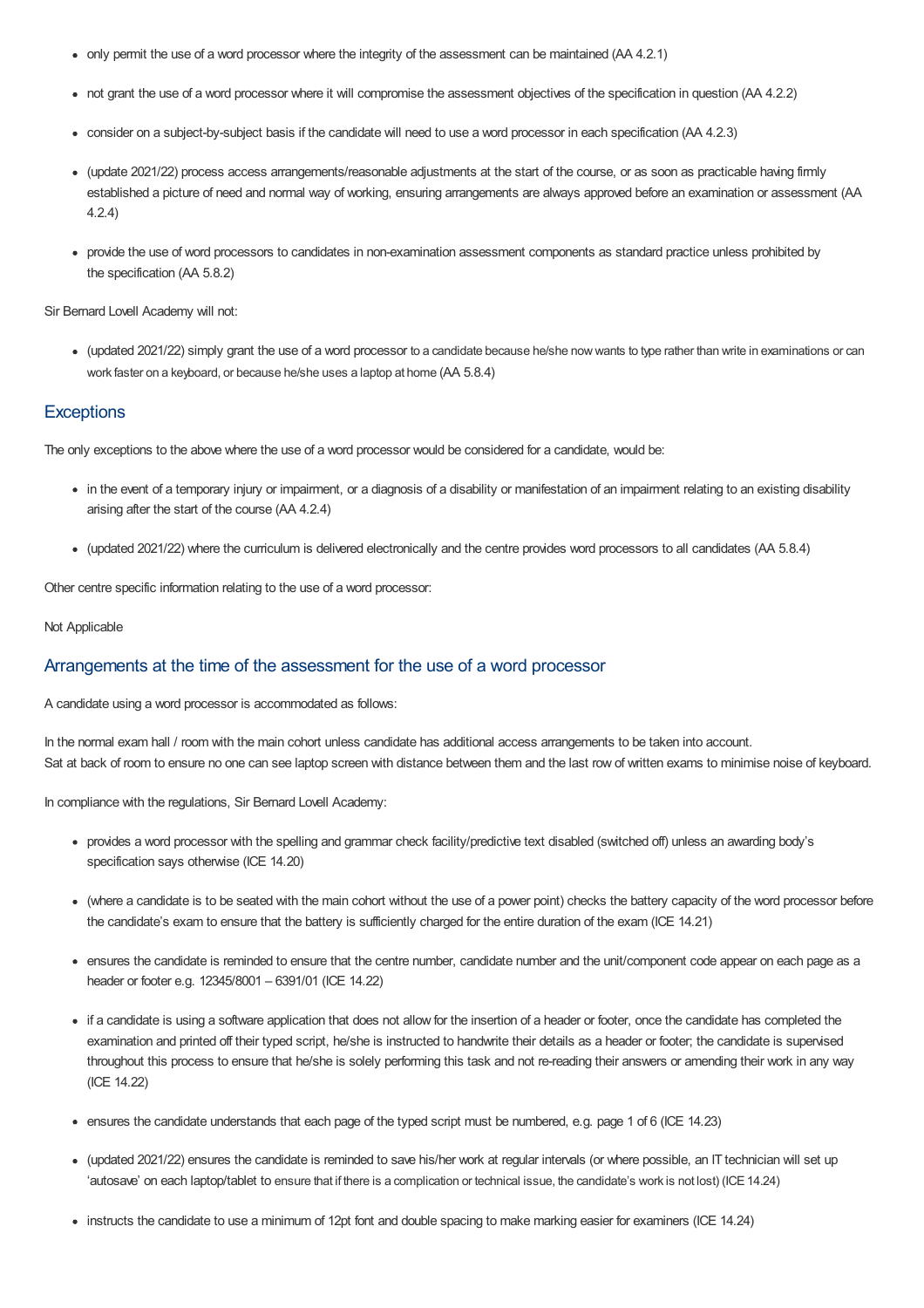- only permit the use of a word processor where the integrity of the assessment can be maintained (AA 4.2.1)
- not grant the use of a word processor where it will compromise the assessment objectives of the specification in question (AA 4.2.2)
- consider on a subject-by-subject basis if the candidate will need to use a word processor in each specification (AA 4.2.3)
- (update 2021/22) process access arrangements/reasonable adjustments at the start of the course, or as soon as practicable having firmly established a picture of need and normal way of working, ensuring arrangements are always approved before an examination or assessment (AA 4.2.4)
- provide the use of word processors to candidates in non-examination assessment components as standard practice unless prohibited by the specification (AA 5.8.2)

Sir Bernard Lovell Academy will not:

- (updated 2021/22) simply grant the use of a word processor to a candidate because he/she now wants to type rather than write in examinations or can work faster on a keyboard, or because he/she uses a laptop at home (AA 5.8.4)

## Exceptions

The only exceptions to the above where the use of a word processor would be considered for a candidate, would be:

- in the event of a temporary injury or impairment, or a diagnosis of a disability or manifestation of an impairment relating to an existing disability arising after the start of the course (AA 4.2.4)
- (updated 2021/22) where the curriculum is delivered electronically and the centre provides word processors to all candidates (AA 5.8.4)

Other centre specific information relating to the use of a word processor:

Not Applicable

## Arrangements at the time of the assessment for the use of a word processor

A candidate using a word processor is accommodated as follows:

In the normal exam hall / room with the main cohort unless candidate has additional access arrangements to be taken into account.
Sat at back of room to ensure no one can see laptop screen with distance between them and the last row of written exams to minimise noise of keyboard.

In compliance with the regulations, Sir Bernard Lovell Academy:

- provides a word processor with the spelling and grammar check facility/predictive text disabled (switched off) unless an awarding body's specification says otherwise (ICE 14.20)
- (where a candidate is to be seated with the main cohort without the use of a power point) checks the battery capacity of the word processor before the candidate's exam to ensure that the battery is sufficiently charged for the entire duration of the exam (ICE 14.21)
- ensures the candidate is reminded to ensure that the centre number, candidate number and the unit/component code appear on each page as a header or footer e.g. 12345/8001 – 6391/01 (ICE 14.22)
- if a candidate is using a software application that does not allow for the insertion of a header or footer, once the candidate has completed the examination and printed off their typed script, he/she is instructed to handwrite their details as a header or footer; the candidate is supervised throughout this process to ensure that he/she is solely performing this task and not re-reading their answers or amending their work in any way (ICE 14.22)
- ensures the candidate understands that each page of the typed script must be numbered, e.g. page 1 of 6 (ICE 14.23)
- (updated 2021/22) ensures the candidate is reminded to save his/her work at regular intervals (or where possible, an IT technician will set up 'autosave' on each laptop/tablet to ensure that if there is a complication or technical issue, the candidate's work is not lost) (ICE 14.24)
- instructs the candidate to use a minimum of 12pt font and double spacing to make marking easier for examiners (ICE 14.24)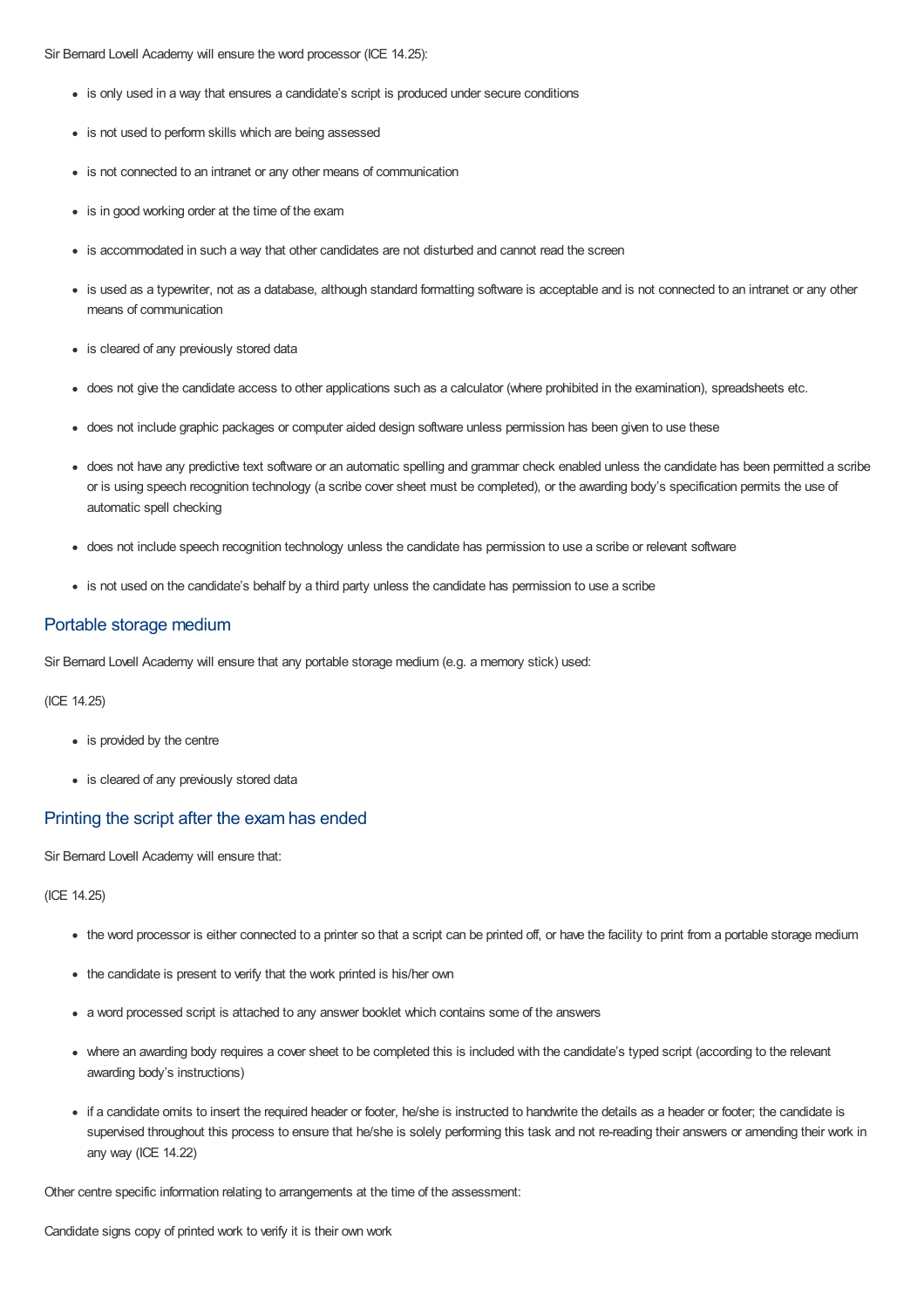Sir Bernard Lovell Academy will ensure the word processor (ICE 14.25):

- is only used in a way that ensures a candidate's script is produced under secure conditions
- is not used to perform skills which are being assessed
- is not connected to an intranet or any other means of communication
- is in good working order at the time of the exam
- is accommodated in such a way that other candidates are not disturbed and cannot read the screen
- is used as a typewriter, not as a database, although standard formatting software is acceptable and is not connected to an intranet or any other means of communication
- is cleared of any previously stored data
- does not give the candidate access to other applications such as a calculator (where prohibited in the examination), spreadsheets etc.
- does not include graphic packages or computer aided design software unless permission has been given to use these
- does not have any predictive text software or an automatic spelling and grammar check enabled unless the candidate has been permitted a scribe or is using speech recognition technology (a scribe cover sheet must be completed), or the awarding body's specification permits the use of automatic spell checking
- does not include speech recognition technology unless the candidate has permission to use a scribe or relevant software
- is not used on the candidate's behalf by a third party unless the candidate has permission to use a scribe

## Portable storage medium

Sir Bernard Lovell Academy will ensure that any portable storage medium (e.g. a memory stick) used:

(ICE 14.25)

- is provided by the centre
- is cleared of any previously stored data

## Printing the script after the exam has ended

Sir Bernard Lovell Academy will ensure that:

(ICE 14.25)

- the word processor is either connected to a printer so that a script can be printed off, or have the facility to print from a portable storage medium
- the candidate is present to verify that the work printed is his/her own
- a word processed script is attached to any answer booklet which contains some of the answers
- where an awarding body requires a cover sheet to be completed this is included with the candidate's typed script (according to the relevant awarding body's instructions)
- if a candidate omits to insert the required header or footer, he/she is instructed to handwrite the details as a header or footer; the candidate is supervised throughout this process to ensure that he/she is solely performing this task and not re-reading their answers or amending their work in any way (ICE 14.22)

Other centre specific information relating to arrangements at the time of the assessment:

Candidate signs copy of printed work to verify it is their own work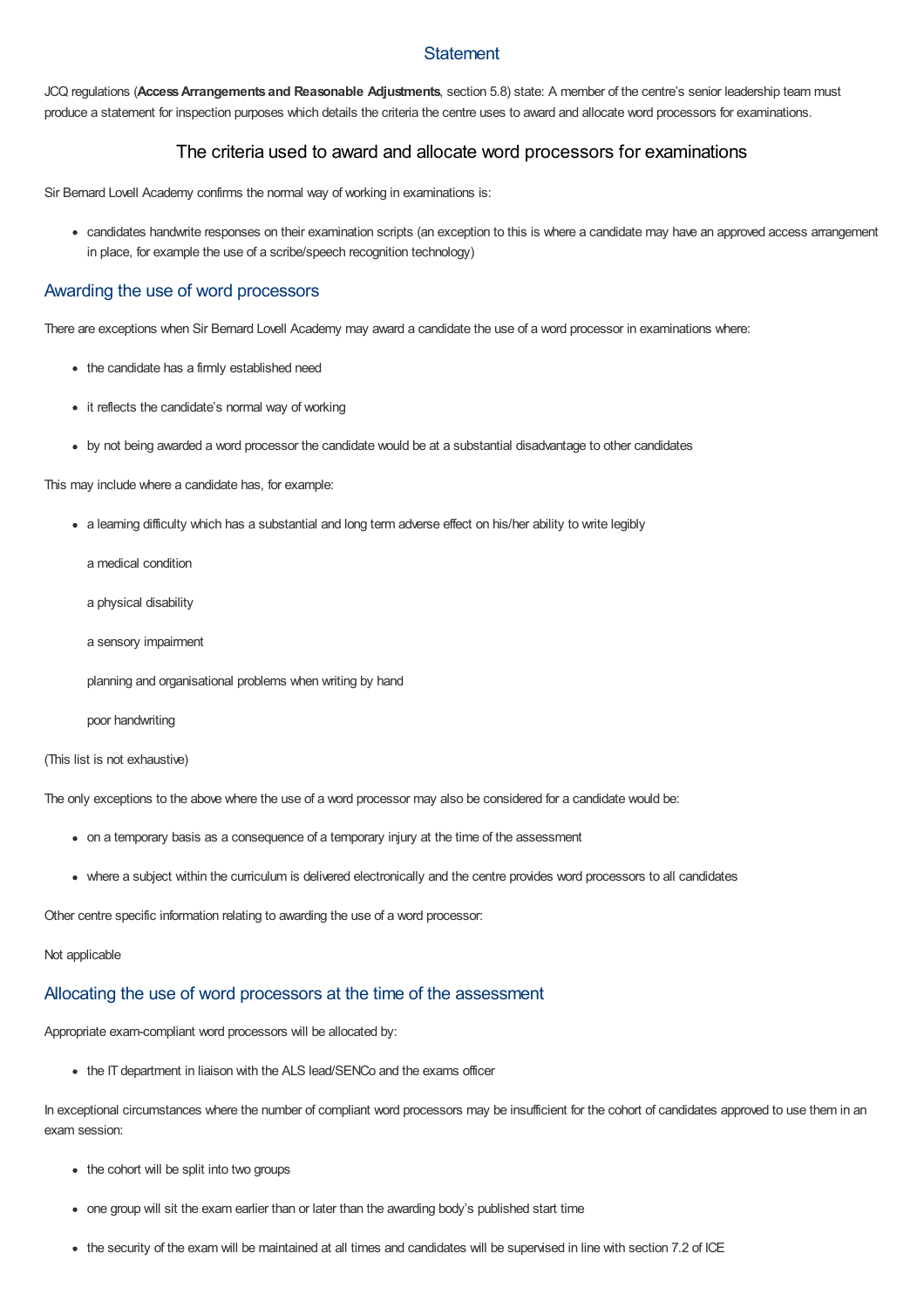## Statement

JCQ regulations (**Access Arrangements and Reasonable Adjustments**, section 5.8) state: A member of the centre's senior leadership team must produce a statement for inspection purposes which details the criteria the centre uses to award and allocate word processors for examinations.

### The criteria used to award and allocate word processors for examinations

Sir Bernard Lovell Academy confirms the normal way of working in examinations is:

- candidates handwrite responses on their examination scripts (an exception to this is where a candidate may have an approved access arrangement in place, for example the use of a scribe/speech recognition technology)

## Awarding the use of word processors

There are exceptions when Sir Bernard Lovell Academy may award a candidate the use of a word processor in examinations where:

- the candidate has a firmly established need
- it reflects the candidate's normal way of working
- by not being awarded a word processor the candidate would be at a substantial disadvantage to other candidates

This may include where a candidate has, for example:

- a learning difficulty which has a substantial and long term adverse effect on his/her ability to write legibly

  a medical condition

  a physical disability

  a sensory impairment

  planning and organisational problems when writing by hand

  poor handwriting

(This list is not exhaustive)

The only exceptions to the above where the use of a word processor may also be considered for a candidate would be:

- on a temporary basis as a consequence of a temporary injury at the time of the assessment
- where a subject within the curriculum is delivered electronically and the centre provides word processors to all candidates

Other centre specific information relating to awarding the use of a word processor:

Not applicable

## Allocating the use of word processors at the time of the assessment

Appropriate exam-compliant word processors will be allocated by:

- the IT department in liaison with the ALS lead/SENCo and the exams officer

In exceptional circumstances where the number of compliant word processors may be insufficient for the cohort of candidates approved to use them in an exam session:

- the cohort will be split into two groups
- one group will sit the exam earlier than or later than the awarding body's published start time
- the security of the exam will be maintained at all times and candidates will be supervised in line with section 7.2 of ICE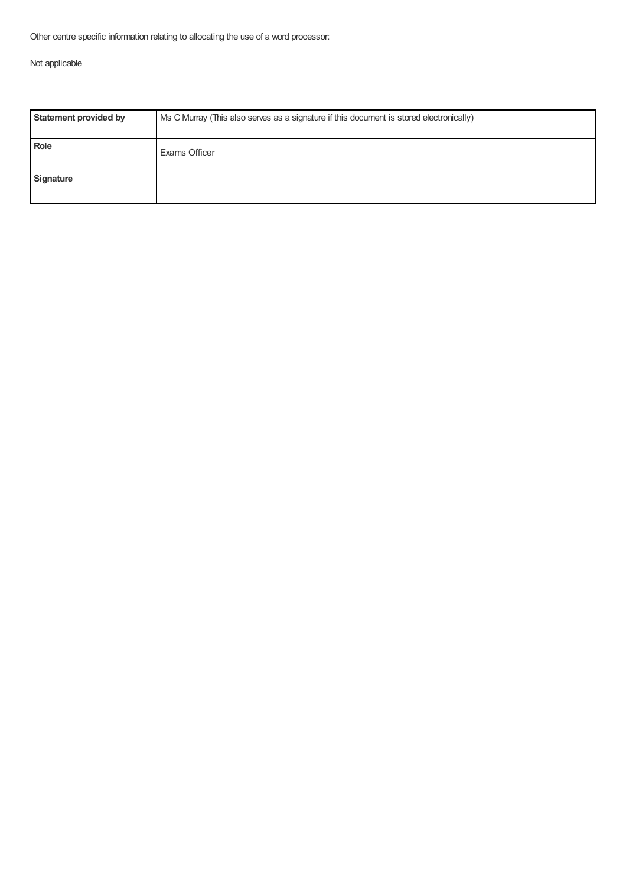Other centre specific information relating to allocating the use of a word processor:

Not applicable

| | |
|---|---|
| **Statement provided by** | Ms C Murray (This also serves as a signature if this document is stored electronically) |
| **Role** | Exams Officer |
| **Signature** | |